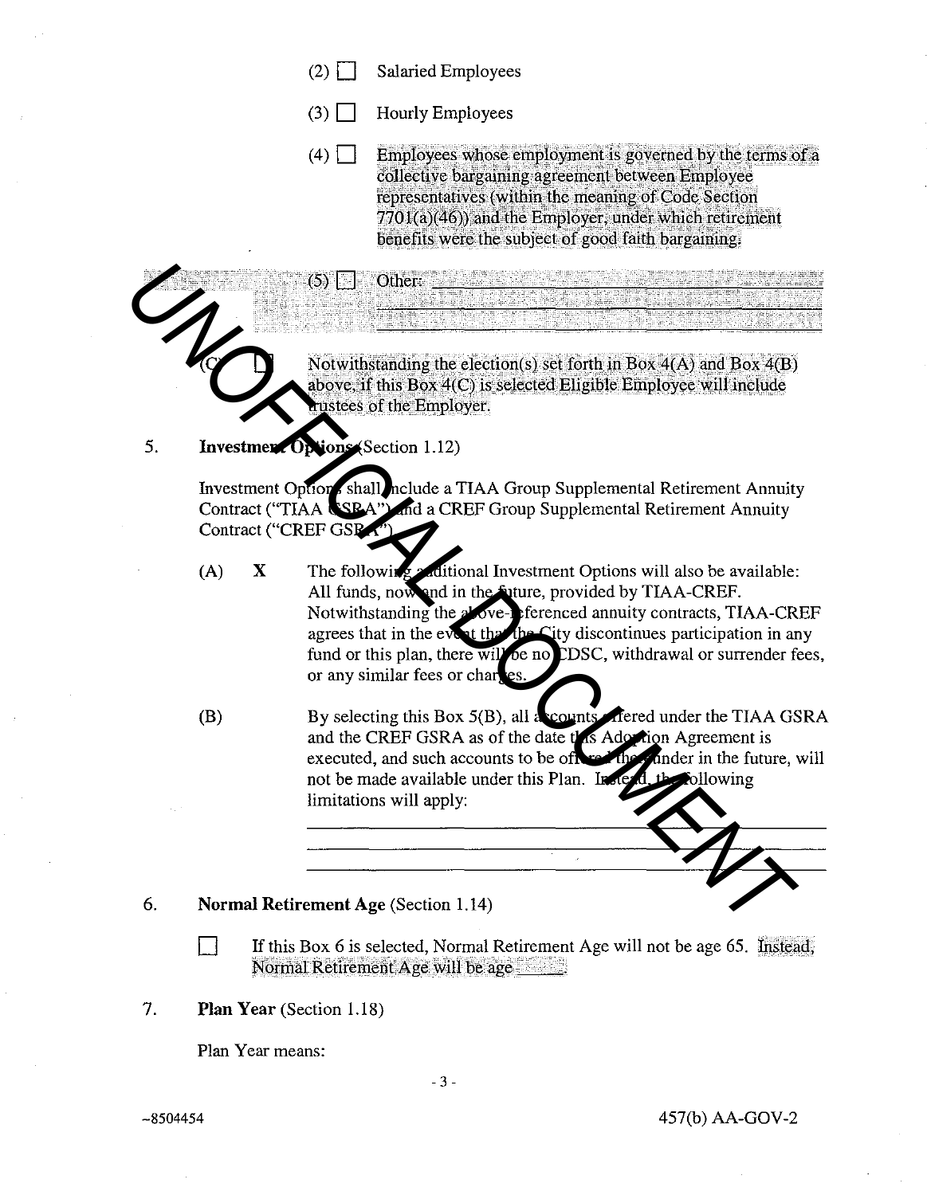(2) ☐ Salaried Employees

(3) ☐ Hourly Employees

(4) ☐ Employees whose employment is governed by the terms of a collective bargaining agreement between Employee representatives (within the meaning of Code Section 7701(a)(46)) and the Employer, under which retirement benefits were the subject of good faith bargaining.

(5) ☐ Other: ____________________________________________
____________________________________________
____________________________________________

(C) ☐ Notwithstanding the election(s) set forth in Box 4(A) and Box 4(B) above, if this Box 4(C) is selected Eligible Employee will include trustees of the Employer.

5. **Investment Options** (Section 1.12)

Investment Options shall include a TIAA Group Supplemental Retirement Annuity Contract ("TIAA GSRA") and a CREF Group Supplemental Retirement Annuity Contract ("CREF GSRA").

(A) **X** The following additional Investment Options will also be available: All funds, now and in the future, provided by TIAA-CREF. Notwithstanding the above-referenced annuity contracts, TIAA-CREF agrees that in the event that the City discontinues participation in any fund or this plan, there will be no CDSC, withdrawal or surrender fees, or any similar fees or charges.

(B) By selecting this Box 5(B), all accounts offered under the TIAA GSRA and the CREF GSRA as of the date this Adoption Agreement is executed, and such accounts to be offered thereunder in the future, will not be made available under this Plan. Instead, the following limitations will apply:
____________________________________________
____________________________________________
____________________________________________

6. **Normal Retirement Age** (Section 1.14)

☐ If this Box 6 is selected, Normal Retirement Age will not be age 65. Instead, Normal Retirement Age will be age ____.

7. **Plan Year** (Section 1.18)

Plan Year means: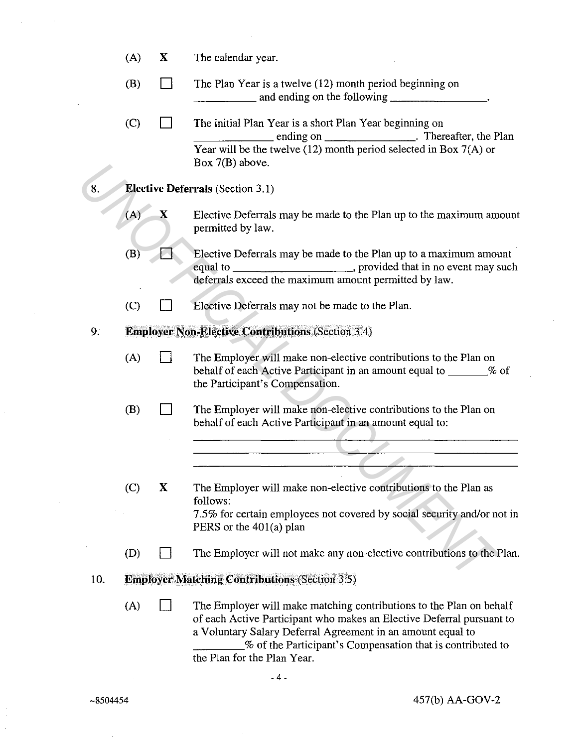(A) **X** The calendar year.

(B) ☐ The Plan Year is a twelve (12) month period beginning on ___________ and ending on the following _________________.

(C) ☐ The initial Plan Year is a short Plan Year beginning on ______________ ending on ________________. Thereafter, the Plan Year will be the twelve (12) month period selected in Box 7(A) or Box 7(B) above.

8. **Elective Deferrals** (Section 3.1)

   (A) **X** Elective Deferrals may be made to the Plan up to the maximum amount permitted by law.

   (B) ☐ Elective Deferrals may be made to the Plan up to a maximum amount equal to ____________________, provided that in no event may such deferrals exceed the maximum amount permitted by law.

   (C) ☐ Elective Deferrals may not be made to the Plan.

9. **Employer Non-Elective Contributions** (Section 3.4)

   (A) ☐ The Employer will make non-elective contributions to the Plan on behalf of each Active Participant in an amount equal to _______% of the Participant's Compensation.

   (B) ☐ The Employer will make non-elective contributions to the Plan on behalf of each Active Participant in an amount equal to:

   ______________________________________________________

   ______________________________________________________

   ______________________________________________________

   (C) **X** The Employer will make non-elective contributions to the Plan as follows:
   7.5% for certain employees not covered by social security and/or not in PERS or the 401(a) plan

   (D) ☐ The Employer will not make any non-elective contributions to the Plan.

10. **Employer Matching Contributions** (Section 3.5)

    (A) ☐ The Employer will make matching contributions to the Plan on behalf of each Active Participant who makes an Elective Deferral pursuant to a Voluntary Salary Deferral Agreement in an amount equal to _________% of the Participant's Compensation that is contributed to the Plan for the Plan Year.

~8504454 457(b) AA-GOV-2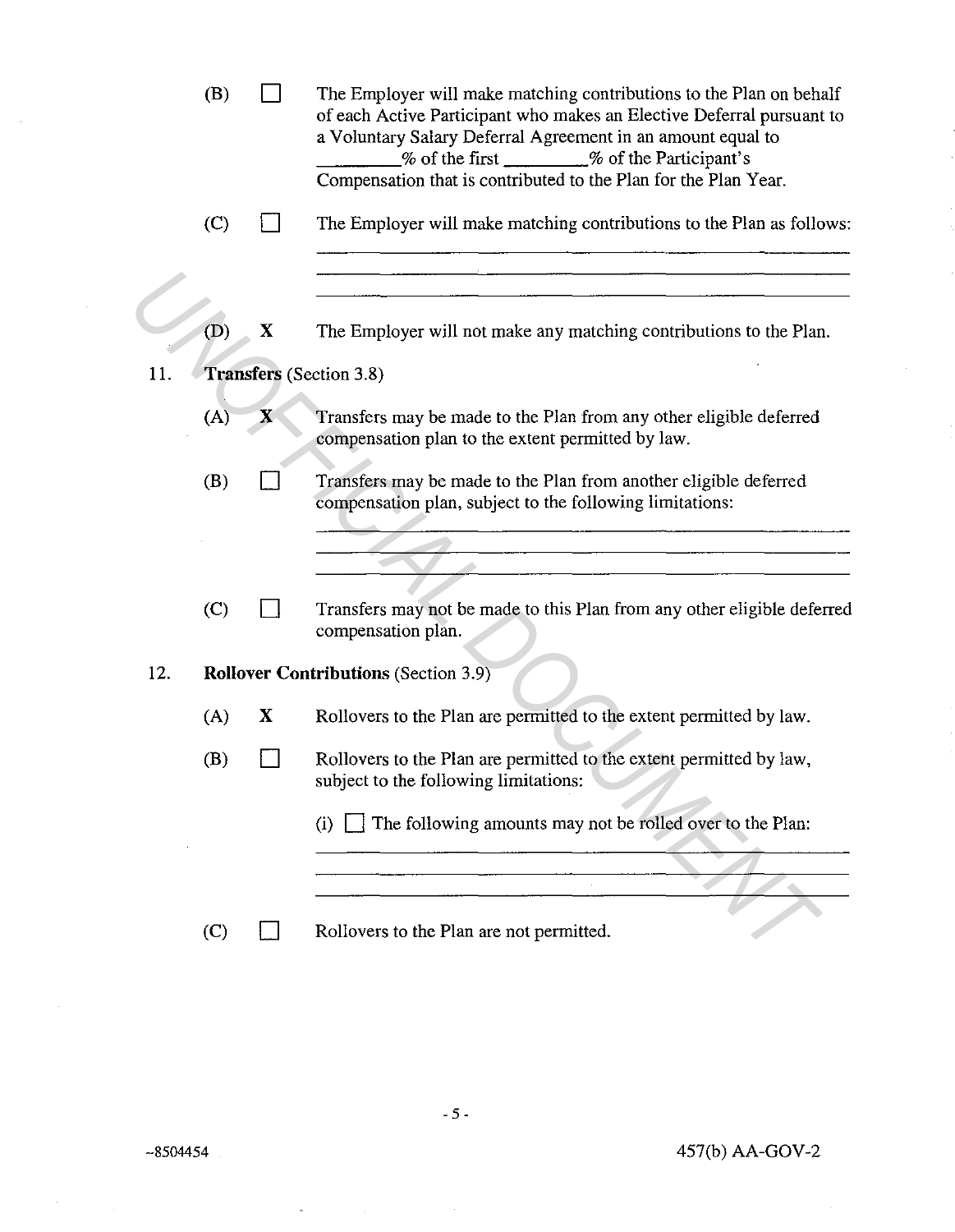(B) ☐ The Employer will make matching contributions to the Plan on behalf of each Active Participant who makes an Elective Deferral pursuant to a Voluntary Salary Deferral Agreement in an amount equal to _________% of the first _________% of the Participant's Compensation that is contributed to the Plan for the Plan Year.

(C) ☐ The Employer will make matching contributions to the Plan as follows: ______________________________________________

(D) **X** The Employer will not make any matching contributions to the Plan.

11. **Transfers** (Section 3.8)

(A) **X** Transfers may be made to the Plan from any other eligible deferred compensation plan to the extent permitted by law.

(B) ☐ Transfers may be made to the Plan from another eligible deferred compensation plan, subject to the following limitations: ______________________________________________

(C) ☐ Transfers may not be made to this Plan from any other eligible deferred compensation plan.

12. **Rollover Contributions** (Section 3.9)

(A) **X** Rollovers to the Plan are permitted to the extent permitted by law.

(B) ☐ Rollovers to the Plan are permitted to the extent permitted by law, subject to the following limitations:

(i) ☐ The following amounts may not be rolled over to the Plan: ______________________________________________

(C) ☐ Rollovers to the Plan are not permitted.

~8504454

457(b) AA-GOV-2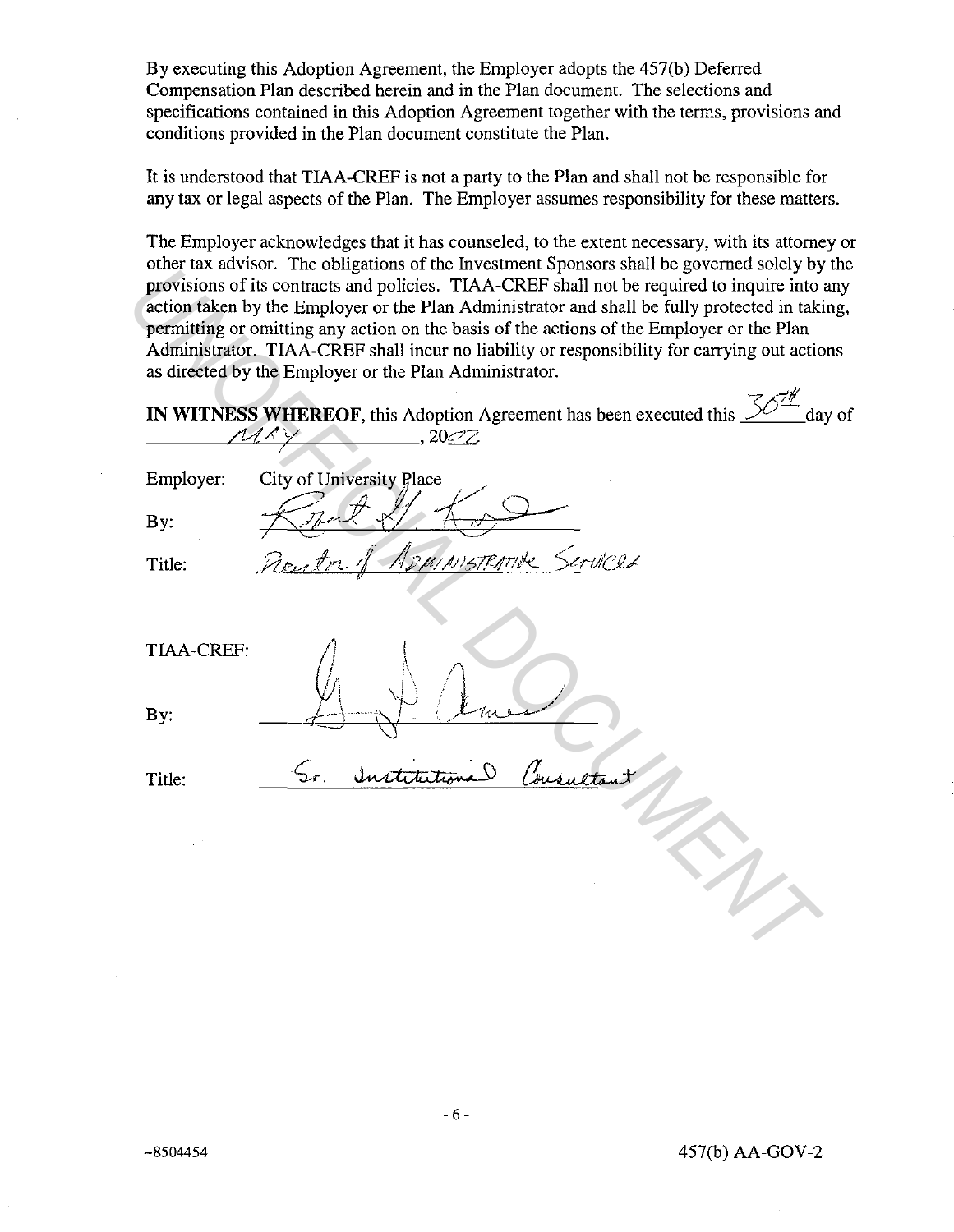By executing this Adoption Agreement, the Employer adopts the 457(b) Deferred Compensation Plan described herein and in the Plan document. The selections and specifications contained in this Adoption Agreement together with the terms, provisions and conditions provided in the Plan document constitute the Plan.

It is understood that TIAA-CREF is not a party to the Plan and shall not be responsible for any tax or legal aspects of the Plan. The Employer assumes responsibility for these matters.

The Employer acknowledges that it has counseled, to the extent necessary, with its attorney or other tax advisor. The obligations of the Investment Sponsors shall be governed solely by the provisions of its contracts and policies. TIAA-CREF shall not be required to inquire into any action taken by the Employer or the Plan Administrator and shall be fully protected in taking, permitting or omitting any action on the basis of the actions of the Employer or the Plan Administrator. TIAA-CREF shall incur no liability or responsibility for carrying out actions as directed by the Employer or the Plan Administrator.

**IN WITNESS WHEREOF**, this Adoption Agreement has been executed this 30th day of MAY, 2022

Employer: City of University Place

By: *(signature)*

Title: Director of Administrative Services

TIAA-CREF:

By: *(signature)*

Title: Sr. Institutional Consultant

~8504454

457(b) AA-GOV-2